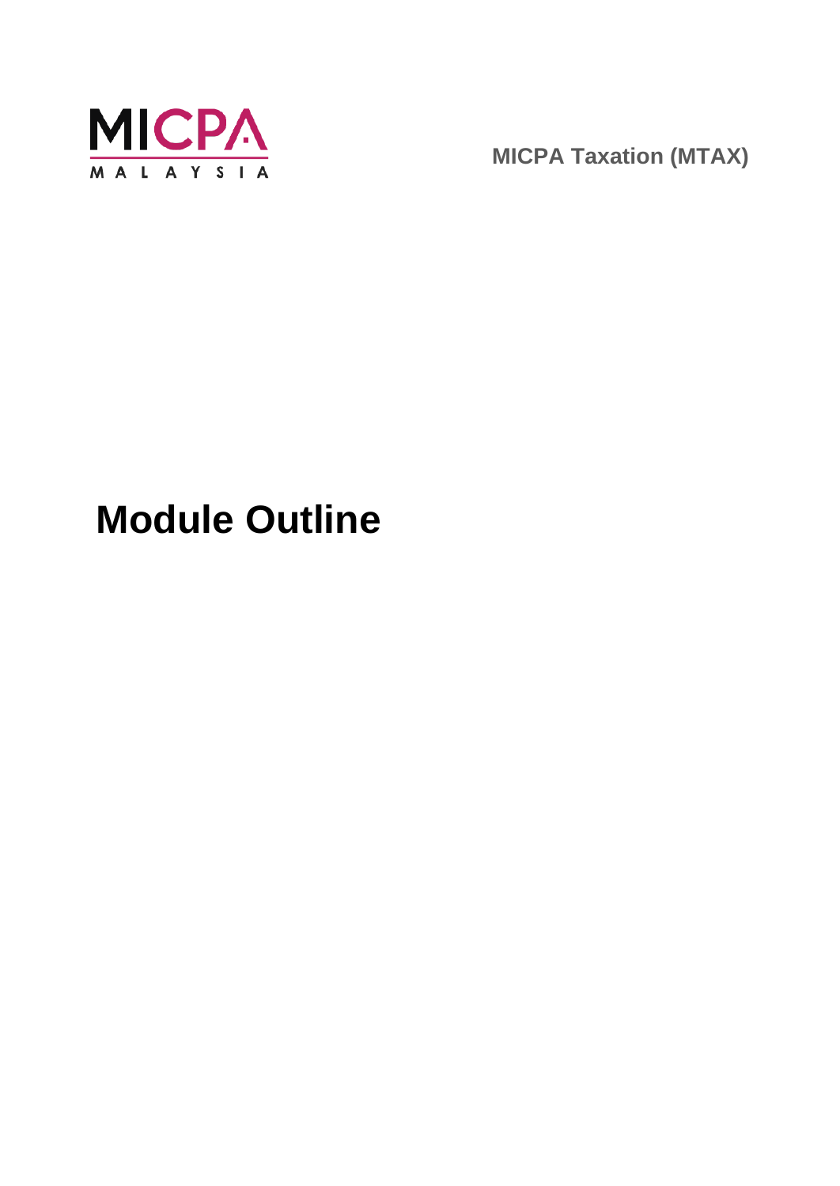MICPA MALAYSIA

**MICPA Taxation (MTAX)**

# Module Outline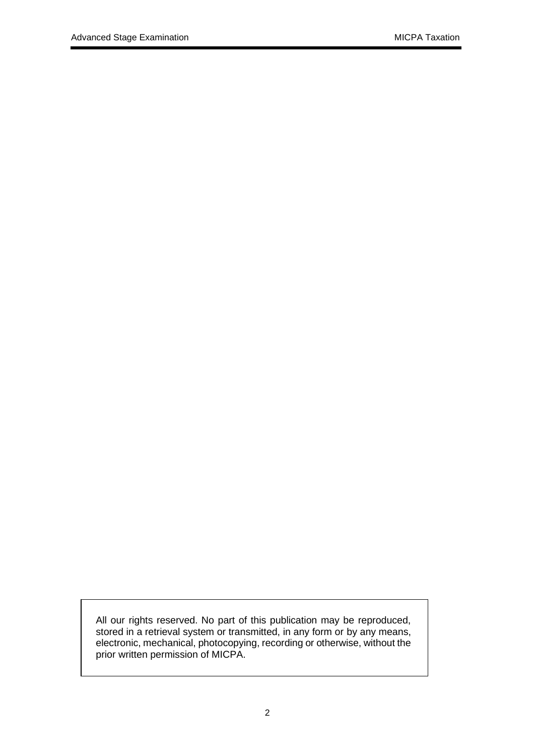All our rights reserved. No part of this publication may be reproduced, stored in a retrieval system or transmitted, in any form or by any means, electronic, mechanical, photocopying, recording or otherwise, without the prior written permission of MICPA.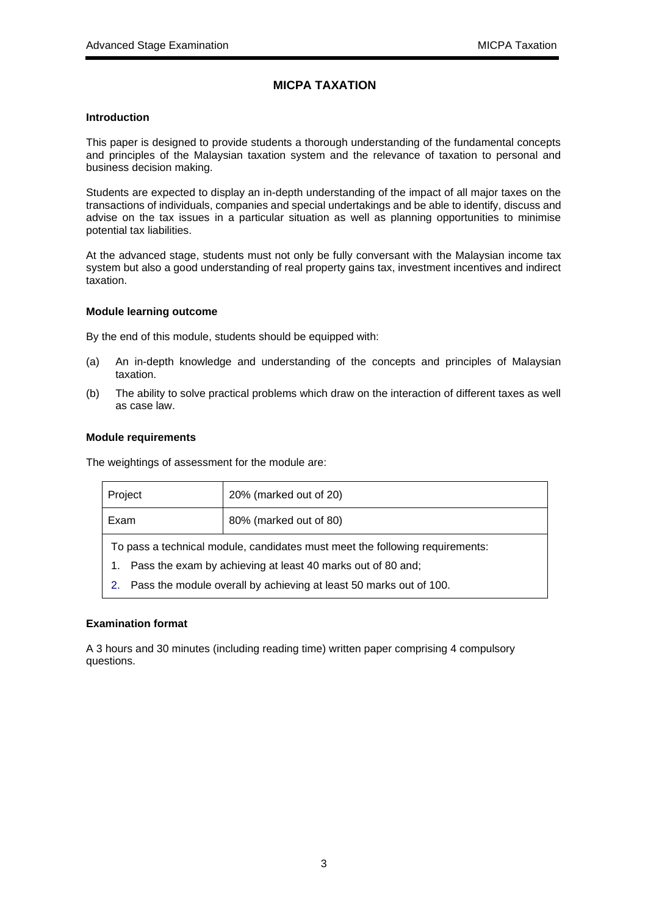# MICPA TAXATION

### Introduction

This paper is designed to provide students a thorough understanding of the fundamental concepts and principles of the Malaysian taxation system and the relevance of taxation to personal and business decision making.

Students are expected to display an in-depth understanding of the impact of all major taxes on the transactions of individuals, companies and special undertakings and be able to identify, discuss and advise on the tax issues in a particular situation as well as planning opportunities to minimise potential tax liabilities.

At the advanced stage, students must not only be fully conversant with the Malaysian income tax system but also a good understanding of real property gains tax, investment incentives and indirect taxation.

### Module learning outcome

By the end of this module, students should be equipped with:

(a) An in-depth knowledge and understanding of the concepts and principles of Malaysian taxation.

(b) The ability to solve practical problems which draw on the interaction of different taxes as well as case law.

### Module requirements

The weightings of assessment for the module are:

| Project | 20% (marked out of 20) |
|---|---|
| Exam | 80% (marked out of 80) |

To pass a technical module, candidates must meet the following requirements:

1. Pass the exam by achieving at least 40 marks out of 80 and;
2. Pass the module overall by achieving at least 50 marks out of 100.

### Examination format

A 3 hours and 30 minutes (including reading time) written paper comprising 4 compulsory questions.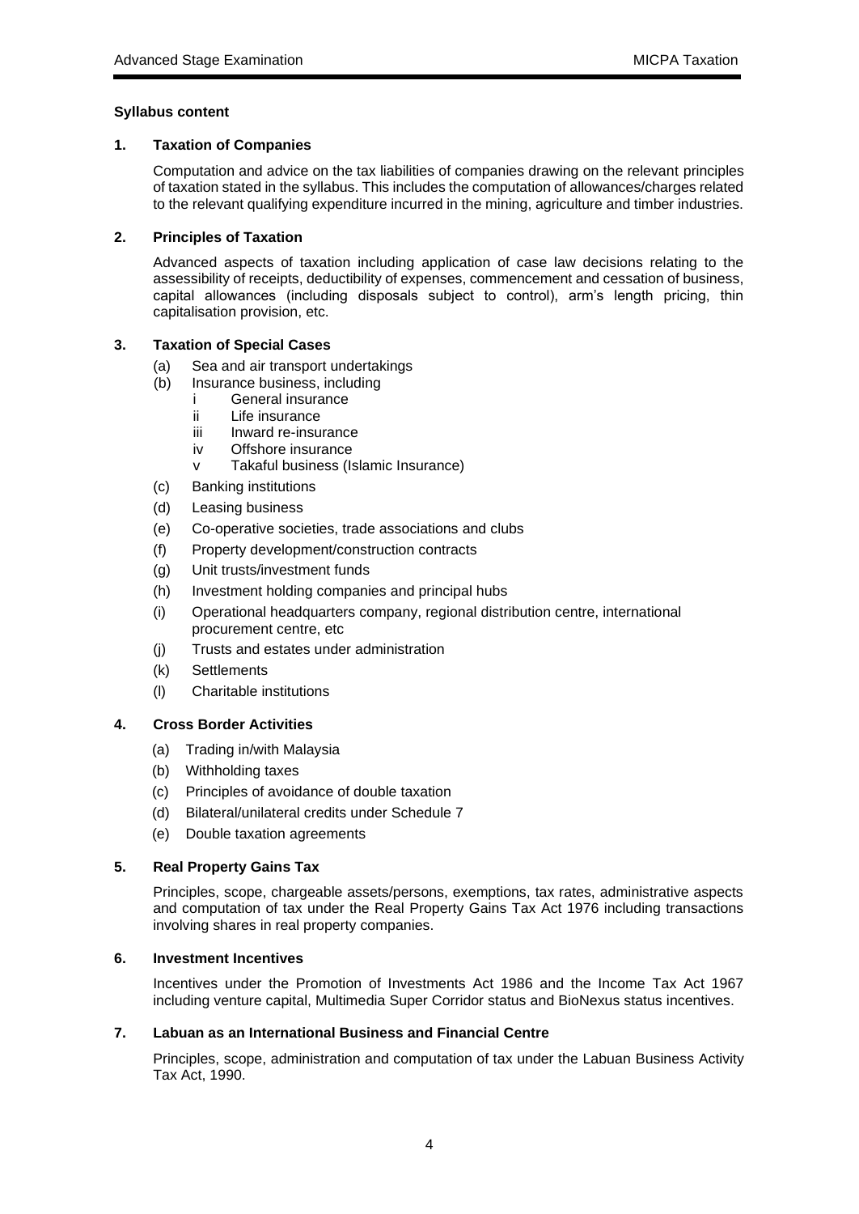**Syllabus content**

**1. Taxation of Companies**

Computation and advice on the tax liabilities of companies drawing on the relevant principles of taxation stated in the syllabus. This includes the computation of allowances/charges related to the relevant qualifying expenditure incurred in the mining, agriculture and timber industries.

**2. Principles of Taxation**

Advanced aspects of taxation including application of case law decisions relating to the assessibility of receipts, deductibility of expenses, commencement and cessation of business, capital allowances (including disposals subject to control), arm's length pricing, thin capitalisation provision, etc.

**3. Taxation of Special Cases**

- (a) Sea and air transport undertakings
- (b) Insurance business, including
  - i General insurance
  - ii Life insurance
  - iii Inward re-insurance
  - iv Offshore insurance
  - v Takaful business (Islamic Insurance)
- (c) Banking institutions
- (d) Leasing business
- (e) Co-operative societies, trade associations and clubs
- (f) Property development/construction contracts
- (g) Unit trusts/investment funds
- (h) Investment holding companies and principal hubs
- (i) Operational headquarters company, regional distribution centre, international procurement centre, etc
- (j) Trusts and estates under administration
- (k) Settlements
- (l) Charitable institutions

**4. Cross Border Activities**

- (a) Trading in/with Malaysia
- (b) Withholding taxes
- (c) Principles of avoidance of double taxation
- (d) Bilateral/unilateral credits under Schedule 7
- (e) Double taxation agreements

**5. Real Property Gains Tax**

Principles, scope, chargeable assets/persons, exemptions, tax rates, administrative aspects and computation of tax under the Real Property Gains Tax Act 1976 including transactions involving shares in real property companies.

**6. Investment Incentives**

Incentives under the Promotion of Investments Act 1986 and the Income Tax Act 1967 including venture capital, Multimedia Super Corridor status and BioNexus status incentives.

**7. Labuan as an International Business and Financial Centre**

Principles, scope, administration and computation of tax under the Labuan Business Activity Tax Act, 1990.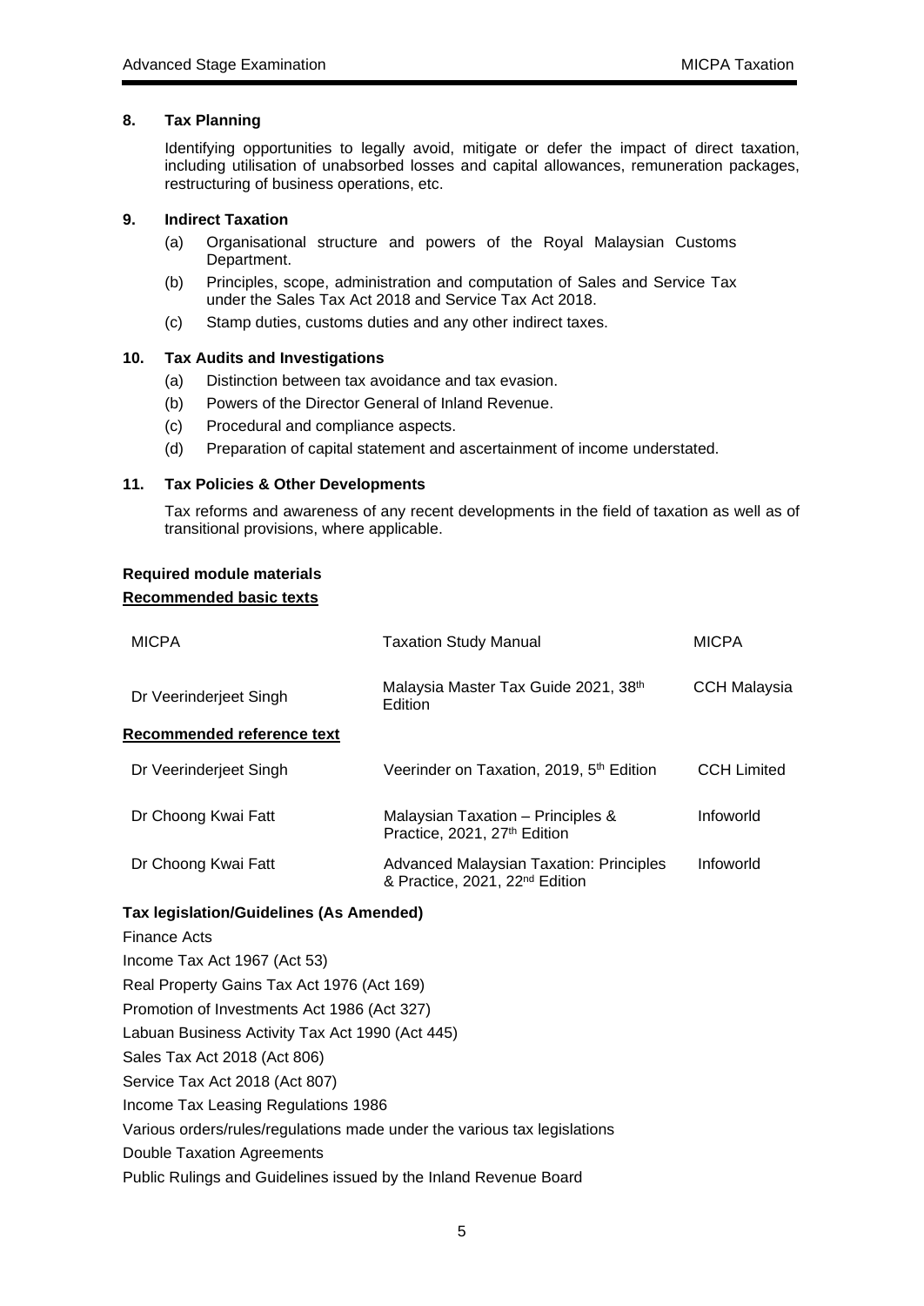**8. Tax Planning**

Identifying opportunities to legally avoid, mitigate or defer the impact of direct taxation, including utilisation of unabsorbed losses and capital allowances, remuneration packages, restructuring of business operations, etc.

**9. Indirect Taxation**

(a) Organisational structure and powers of the Royal Malaysian Customs Department.

(b) Principles, scope, administration and computation of Sales and Service Tax under the Sales Tax Act 2018 and Service Tax Act 2018.

(c) Stamp duties, customs duties and any other indirect taxes.

**10. Tax Audits and Investigations**

(a) Distinction between tax avoidance and tax evasion.

(b) Powers of the Director General of Inland Revenue.

(c) Procedural and compliance aspects.

(d) Preparation of capital statement and ascertainment of income understated.

**11. Tax Policies & Other Developments**

Tax reforms and awareness of any recent developments in the field of taxation as well as of transitional provisions, where applicable.

**Required module materials**

**Recommended basic texts**

| | | |
|---|---|---|
| MICPA | Taxation Study Manual | MICPA |
| Dr Veerinderjeet Singh | Malaysia Master Tax Guide 2021, 38th Edition | CCH Malaysia |

**Recommended reference text**

| | | |
|---|---|---|
| Dr Veerinderjeet Singh | Veerinder on Taxation, 2019, 5th Edition | CCH Limited |
| Dr Choong Kwai Fatt | Malaysian Taxation – Principles & Practice, 2021, 27th Edition | Infoworld |
| Dr Choong Kwai Fatt | Advanced Malaysian Taxation: Principles & Practice, 2021, 22nd Edition | Infoworld |

**Tax legislation/Guidelines (As Amended)**

Finance Acts

Income Tax Act 1967 (Act 53)

Real Property Gains Tax Act 1976 (Act 169)

Promotion of Investments Act 1986 (Act 327)

Labuan Business Activity Tax Act 1990 (Act 445)

Sales Tax Act 2018 (Act 806)

Service Tax Act 2018 (Act 807)

Income Tax Leasing Regulations 1986

Various orders/rules/regulations made under the various tax legislations

Double Taxation Agreements

Public Rulings and Guidelines issued by the Inland Revenue Board